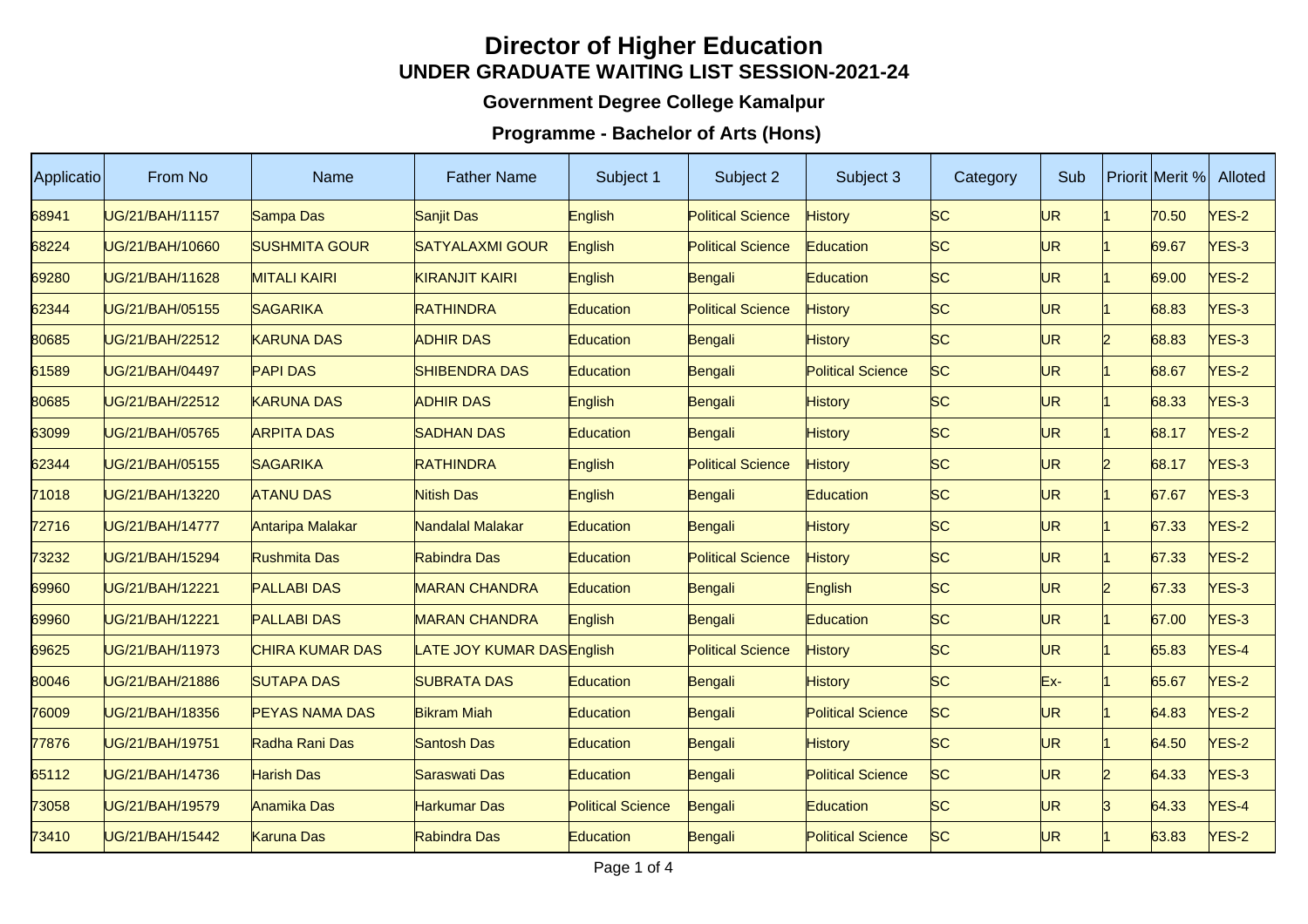# Director of Higher Education

## UNDER GRADUATE WAITING LIST SESSION-2021-24

### Government Degree College Kamalpur

### Programme - Bachelor of Arts (Hons)

| Applicatio | From No | Name | Father Name | Subject 1 | Subject 2 | Subject 3 | Category | Sub | Priorit | Merit % | Alloted |
|---|---|---|---|---|---|---|---|---|---|---|---|
| 68941 | UG/21/BAH/11157 | Sampa Das | Sanjit Das | English | Political Science | History | SC | UR | 1 | 70.50 | YES-2 |
| 68224 | UG/21/BAH/10660 | SUSHMITA GOUR | SATYALAXMI GOUR | English | Political Science | Education | SC | UR | 1 | 69.67 | YES-3 |
| 69280 | UG/21/BAH/11628 | MITALI KAIRI | KIRANJIT KAIRI | English | Bengali | Education | SC | UR | 1 | 69.00 | YES-2 |
| 62344 | UG/21/BAH/05155 | SAGARIKA | RATHINDRA | Education | Political Science | History | SC | UR | 1 | 68.83 | YES-3 |
| 80685 | UG/21/BAH/22512 | KARUNA DAS | ADHIR DAS | Education | Bengali | History | SC | UR | 2 | 68.83 | YES-3 |
| 61589 | UG/21/BAH/04497 | PAPI DAS | SHIBENDRA DAS | Education | Bengali | Political Science | SC | UR | 1 | 68.67 | YES-2 |
| 80685 | UG/21/BAH/22512 | KARUNA DAS | ADHIR DAS | English | Bengali | History | SC | UR | 1 | 68.33 | YES-3 |
| 63099 | UG/21/BAH/05765 | ARPITA DAS | SADHAN DAS | Education | Bengali | History | SC | UR | 1 | 68.17 | YES-2 |
| 62344 | UG/21/BAH/05155 | SAGARIKA | RATHINDRA | English | Political Science | History | SC | UR | 2 | 68.17 | YES-3 |
| 71018 | UG/21/BAH/13220 | ATANU DAS | Nitish Das | English | Bengali | Education | SC | UR | 1 | 67.67 | YES-3 |
| 72716 | UG/21/BAH/14777 | Antaripa Malakar | Nandalal Malakar | Education | Bengali | History | SC | UR | 1 | 67.33 | YES-2 |
| 73232 | UG/21/BAH/15294 | Rushmita Das | Rabindra Das | Education | Political Science | History | SC | UR | 1 | 67.33 | YES-2 |
| 69960 | UG/21/BAH/12221 | PALLABI DAS | MARAN CHANDRA | Education | Bengali | English | SC | UR | 2 | 67.33 | YES-3 |
| 69960 | UG/21/BAH/12221 | PALLABI DAS | MARAN CHANDRA | English | Bengali | Education | SC | UR | 1 | 67.00 | YES-3 |
| 69625 | UG/21/BAH/11973 | CHIRA KUMAR DAS | LATE JOY KUMAR DAS | English | Political Science | History | SC | UR | 1 | 65.83 | YES-4 |
| 80046 | UG/21/BAH/21886 | SUTAPA DAS | SUBRATA DAS | Education | Bengali | History | SC | Ex- | 1 | 65.67 | YES-2 |
| 76009 | UG/21/BAH/18356 | PEYAS NAMA DAS | Bikram Miah | Education | Bengali | Political Science | SC | UR | 1 | 64.83 | YES-2 |
| 77876 | UG/21/BAH/19751 | Radha Rani Das | Santosh Das | Education | Bengali | History | SC | UR | 1 | 64.50 | YES-2 |
| 65112 | UG/21/BAH/14736 | Harish Das | Saraswati Das | Education | Bengali | Political Science | SC | UR | 2 | 64.33 | YES-3 |
| 73058 | UG/21/BAH/19579 | Anamika Das | Harkumar Das | Political Science | Bengali | Education | SC | UR | 3 | 64.33 | YES-4 |
| 73410 | UG/21/BAH/15442 | Karuna Das | Rabindra Das | Education | Bengali | Political Science | SC | UR | 1 | 63.83 | YES-2 |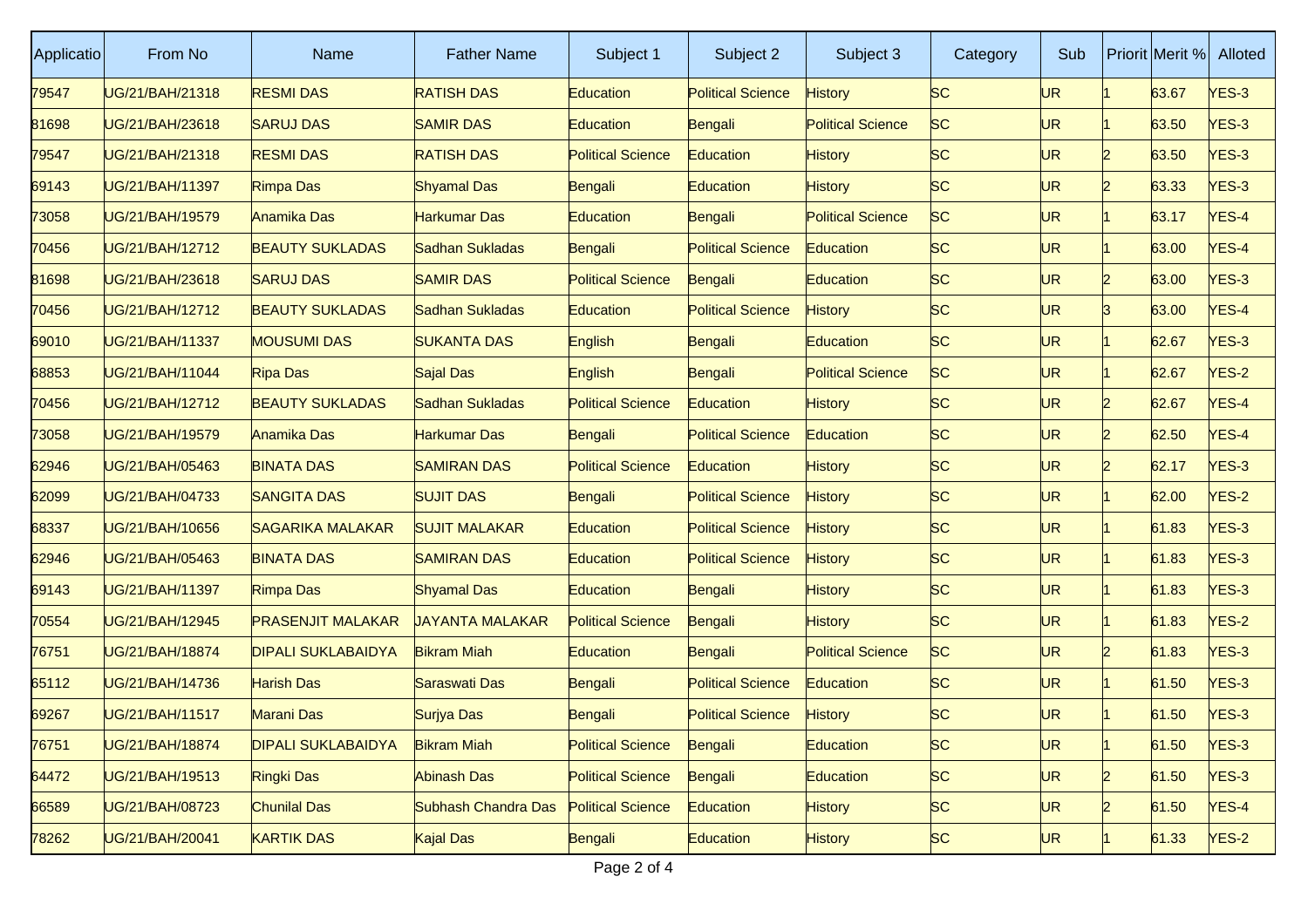| Applicatio | From No | Name | Father Name | Subject 1 | Subject 2 | Subject 3 | Category | Sub | Priorit | Merit % | Alloted |
|---|---|---|---|---|---|---|---|---|---|---|---|
| 79547 | UG/21/BAH/21318 | RESMI DAS | RATISH DAS | Education | Political Science | History | SC | UR | 1 | 63.67 | YES-3 |
| 81698 | UG/21/BAH/23618 | SARUJ DAS | SAMIR DAS | Education | Bengali | Political Science | SC | UR | 1 | 63.50 | YES-3 |
| 79547 | UG/21/BAH/21318 | RESMI DAS | RATISH DAS | Political Science | Education | History | SC | UR | 2 | 63.50 | YES-3 |
| 69143 | UG/21/BAH/11397 | Rimpa Das | Shyamal Das | Bengali | Education | History | SC | UR | 2 | 63.33 | YES-3 |
| 73058 | UG/21/BAH/19579 | Anamika Das | Harkumar Das | Education | Bengali | Political Science | SC | UR | 1 | 63.17 | YES-4 |
| 70456 | UG/21/BAH/12712 | BEAUTY SUKLADAS | Sadhan Sukladas | Bengali | Political Science | Education | SC | UR | 1 | 63.00 | YES-4 |
| 81698 | UG/21/BAH/23618 | SARUJ DAS | SAMIR DAS | Political Science | Bengali | Education | SC | UR | 2 | 63.00 | YES-3 |
| 70456 | UG/21/BAH/12712 | BEAUTY SUKLADAS | Sadhan Sukladas | Education | Political Science | History | SC | UR | 3 | 63.00 | YES-4 |
| 69010 | UG/21/BAH/11337 | MOUSUMI DAS | SUKANTA DAS | English | Bengali | Education | SC | UR | 1 | 62.67 | YES-3 |
| 68853 | UG/21/BAH/11044 | Ripa Das | Sajal Das | English | Bengali | Political Science | SC | UR | 1 | 62.67 | YES-2 |
| 70456 | UG/21/BAH/12712 | BEAUTY SUKLADAS | Sadhan Sukladas | Political Science | Education | History | SC | UR | 2 | 62.67 | YES-4 |
| 73058 | UG/21/BAH/19579 | Anamika Das | Harkumar Das | Bengali | Political Science | Education | SC | UR | 2 | 62.50 | YES-4 |
| 62946 | UG/21/BAH/05463 | BINATA DAS | SAMIRAN DAS | Political Science | Education | History | SC | UR | 2 | 62.17 | YES-3 |
| 62099 | UG/21/BAH/04733 | SANGITA DAS | SUJIT DAS | Bengali | Political Science | History | SC | UR | 1 | 62.00 | YES-2 |
| 68337 | UG/21/BAH/10656 | SAGARIKA MALAKAR | SUJIT MALAKAR | Education | Political Science | History | SC | UR | 1 | 61.83 | YES-3 |
| 62946 | UG/21/BAH/05463 | BINATA DAS | SAMIRAN DAS | Education | Political Science | History | SC | UR | 1 | 61.83 | YES-3 |
| 69143 | UG/21/BAH/11397 | Rimpa Das | Shyamal Das | Education | Bengali | History | SC | UR | 1 | 61.83 | YES-3 |
| 70554 | UG/21/BAH/12945 | PRASENJIT MALAKAR | JAYANTA MALAKAR | Political Science | Bengali | History | SC | UR | 1 | 61.83 | YES-2 |
| 76751 | UG/21/BAH/18874 | DIPALI SUKLABAIDYA | Bikram Miah | Education | Bengali | Political Science | SC | UR | 2 | 61.83 | YES-3 |
| 65112 | UG/21/BAH/14736 | Harish Das | Saraswati Das | Bengali | Political Science | Education | SC | UR | 1 | 61.50 | YES-3 |
| 69267 | UG/21/BAH/11517 | Marani Das | Surjya Das | Bengali | Political Science | History | SC | UR | 1 | 61.50 | YES-3 |
| 76751 | UG/21/BAH/18874 | DIPALI SUKLABAIDYA | Bikram Miah | Political Science | Bengali | Education | SC | UR | 1 | 61.50 | YES-3 |
| 64472 | UG/21/BAH/19513 | Ringki Das | Abinash Das | Political Science | Bengali | Education | SC | UR | 2 | 61.50 | YES-3 |
| 66589 | UG/21/BAH/08723 | Chunilal Das | Subhash Chandra Das | Political Science | Education | History | SC | UR | 2 | 61.50 | YES-4 |
| 78262 | UG/21/BAH/20041 | KARTIK DAS | Kajal Das | Bengali | Education | History | SC | UR | 1 | 61.33 | YES-2 |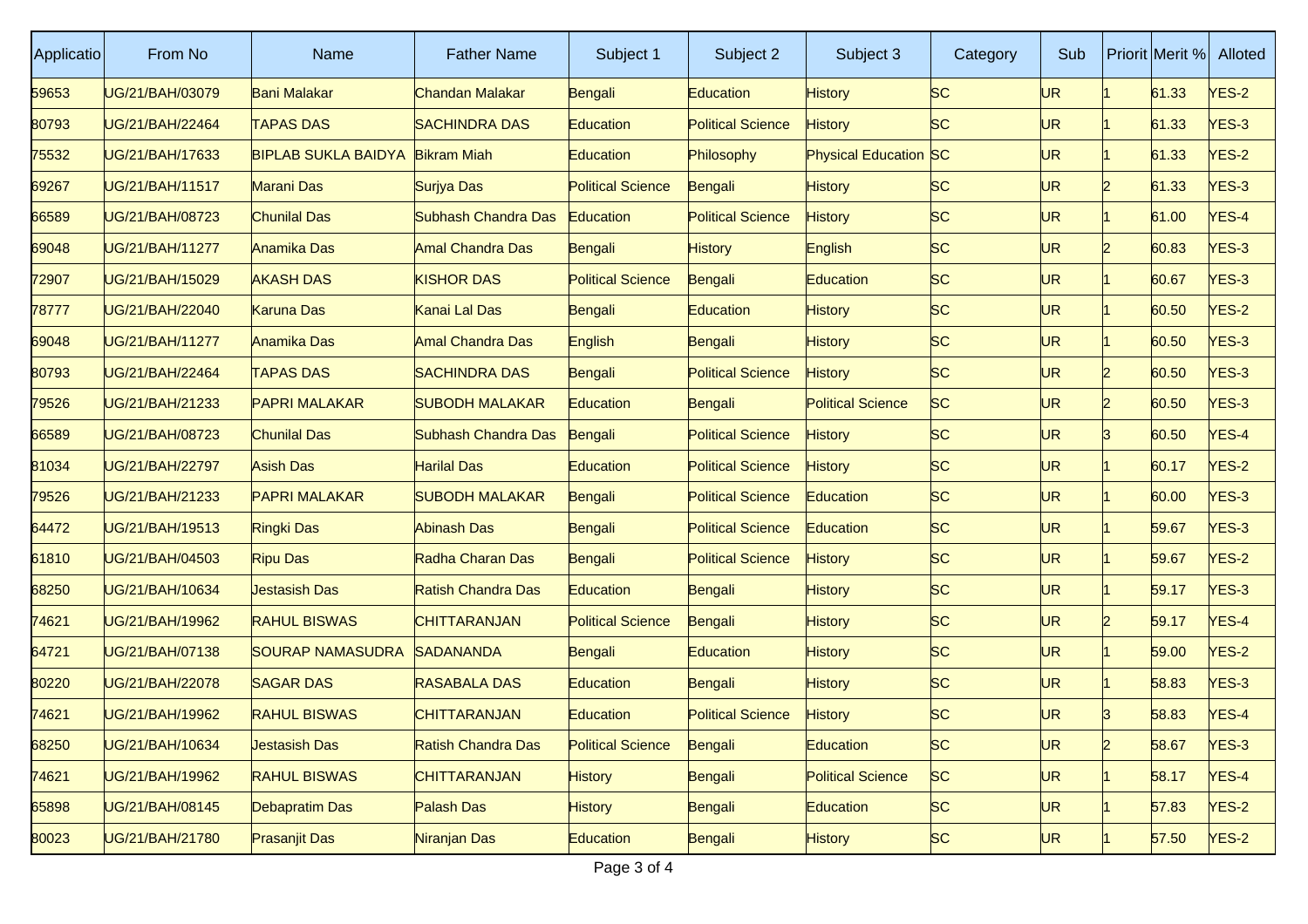| Applicatio | From No | Name | Father Name | Subject 1 | Subject 2 | Subject 3 | Category | Sub | Priorit | Merit % | Alloted |
|---|---|---|---|---|---|---|---|---|---|---|---|
| 59653 | UG/21/BAH/03079 | Bani Malakar | Chandan Malakar | Bengali | Education | History | SC | UR | 1 | 61.33 | YES-2 |
| 80793 | UG/21/BAH/22464 | TAPAS DAS | SACHINDRA DAS | Education | Political Science | History | SC | UR | 1 | 61.33 | YES-3 |
| 75532 | UG/21/BAH/17633 | BIPLAB SUKLA BAIDYA | Bikram Miah | Education | Philosophy | Physical Education | SC | UR | 1 | 61.33 | YES-2 |
| 69267 | UG/21/BAH/11517 | Marani Das | Surjya Das | Political Science | Bengali | History | SC | UR | 2 | 61.33 | YES-3 |
| 66589 | UG/21/BAH/08723 | Chunilal Das | Subhash Chandra Das | Education | Political Science | History | SC | UR | 1 | 61.00 | YES-4 |
| 69048 | UG/21/BAH/11277 | Anamika Das | Amal Chandra Das | Bengali | History | English | SC | UR | 2 | 60.83 | YES-3 |
| 72907 | UG/21/BAH/15029 | AKASH DAS | KISHOR DAS | Political Science | Bengali | Education | SC | UR | 1 | 60.67 | YES-3 |
| 78777 | UG/21/BAH/22040 | Karuna Das | Kanai Lal Das | Bengali | Education | History | SC | UR | 1 | 60.50 | YES-2 |
| 69048 | UG/21/BAH/11277 | Anamika Das | Amal Chandra Das | English | Bengali | History | SC | UR | 1 | 60.50 | YES-3 |
| 80793 | UG/21/BAH/22464 | TAPAS DAS | SACHINDRA DAS | Bengali | Political Science | History | SC | UR | 2 | 60.50 | YES-3 |
| 79526 | UG/21/BAH/21233 | PAPRI MALAKAR | SUBODH MALAKAR | Education | Bengali | Political Science | SC | UR | 2 | 60.50 | YES-3 |
| 66589 | UG/21/BAH/08723 | Chunilal Das | Subhash Chandra Das | Bengali | Political Science | History | SC | UR | 3 | 60.50 | YES-4 |
| 81034 | UG/21/BAH/22797 | Asish Das | Harilal Das | Education | Political Science | History | SC | UR | 1 | 60.17 | YES-2 |
| 79526 | UG/21/BAH/21233 | PAPRI MALAKAR | SUBODH MALAKAR | Bengali | Political Science | Education | SC | UR | 1 | 60.00 | YES-3 |
| 64472 | UG/21/BAH/19513 | Ringki Das | Abinash Das | Bengali | Political Science | Education | SC | UR | 1 | 59.67 | YES-3 |
| 61810 | UG/21/BAH/04503 | Ripu Das | Radha Charan Das | Bengali | Political Science | History | SC | UR | 1 | 59.67 | YES-2 |
| 68250 | UG/21/BAH/10634 | Jestasish Das | Ratish Chandra Das | Education | Bengali | History | SC | UR | 1 | 59.17 | YES-3 |
| 74621 | UG/21/BAH/19962 | RAHUL BISWAS | CHITTARANJAN | Political Science | Bengali | History | SC | UR | 2 | 59.17 | YES-4 |
| 64721 | UG/21/BAH/07138 | SOURAP NAMASUDRA | SADANANDA | Bengali | Education | History | SC | UR | 1 | 59.00 | YES-2 |
| 80220 | UG/21/BAH/22078 | SAGAR DAS | RASABALA DAS | Education | Bengali | History | SC | UR | 1 | 58.83 | YES-3 |
| 74621 | UG/21/BAH/19962 | RAHUL BISWAS | CHITTARANJAN | Education | Political Science | History | SC | UR | 3 | 58.83 | YES-4 |
| 68250 | UG/21/BAH/10634 | Jestasish Das | Ratish Chandra Das | Political Science | Bengali | Education | SC | UR | 2 | 58.67 | YES-3 |
| 74621 | UG/21/BAH/19962 | RAHUL BISWAS | CHITTARANJAN | History | Bengali | Political Science | SC | UR | 1 | 58.17 | YES-4 |
| 65898 | UG/21/BAH/08145 | Debapratim Das | Palash Das | History | Bengali | Education | SC | UR | 1 | 57.83 | YES-2 |
| 80023 | UG/21/BAH/21780 | Prasanjit Das | Niranjan Das | Education | Bengali | History | SC | UR | 1 | 57.50 | YES-2 |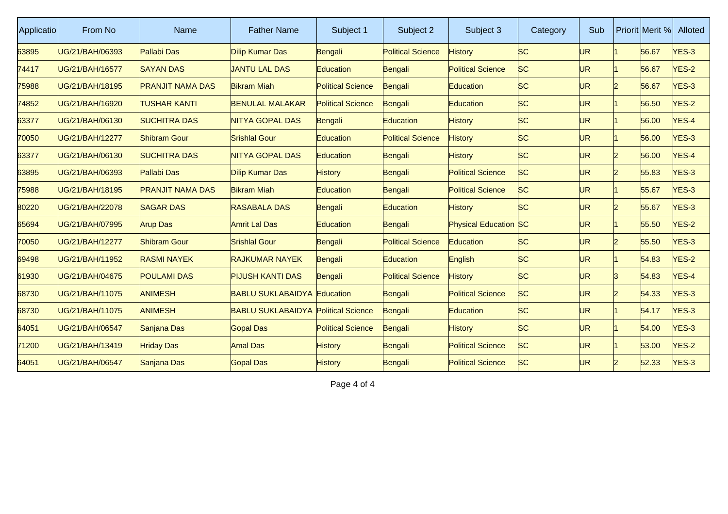| Applicatio | From No | Name | Father Name | Subject 1 | Subject 2 | Subject 3 | Category | Sub | Priorit | Merit % | Alloted |
|---|---|---|---|---|---|---|---|---|---|---|---|
| 63895 | UG/21/BAH/06393 | Pallabi Das | Dilip Kumar Das | Bengali | Political Science | History | SC | UR | 1 | 56.67 | YES-3 |
| 74417 | UG/21/BAH/16577 | SAYAN DAS | JANTU LAL DAS | Education | Bengali | Political Science | SC | UR | 1 | 56.67 | YES-2 |
| 75988 | UG/21/BAH/18195 | PRANJIT NAMA DAS | Bikram Miah | Political Science | Bengali | Education | SC | UR | 2 | 56.67 | YES-3 |
| 74852 | UG/21/BAH/16920 | TUSHAR KANTI | BENULAL MALAKAR | Political Science | Bengali | Education | SC | UR | 1 | 56.50 | YES-2 |
| 63377 | UG/21/BAH/06130 | SUCHITRA DAS | NITYA GOPAL DAS | Bengali | Education | History | SC | UR | 1 | 56.00 | YES-4 |
| 70050 | UG/21/BAH/12277 | Shibram Gour | Srishlal Gour | Education | Political Science | History | SC | UR | 1 | 56.00 | YES-3 |
| 63377 | UG/21/BAH/06130 | SUCHITRA DAS | NITYA GOPAL DAS | Education | Bengali | History | SC | UR | 2 | 56.00 | YES-4 |
| 63895 | UG/21/BAH/06393 | Pallabi Das | Dilip Kumar Das | History | Bengali | Political Science | SC | UR | 2 | 55.83 | YES-3 |
| 75988 | UG/21/BAH/18195 | PRANJIT NAMA DAS | Bikram Miah | Education | Bengali | Political Science | SC | UR | 1 | 55.67 | YES-3 |
| 80220 | UG/21/BAH/22078 | SAGAR DAS | RASABALA DAS | Bengali | Education | History | SC | UR | 2 | 55.67 | YES-3 |
| 65694 | UG/21/BAH/07995 | Arup Das | Amrit Lal Das | Education | Bengali | Physical Education | SC | UR | 1 | 55.50 | YES-2 |
| 70050 | UG/21/BAH/12277 | Shibram Gour | Srishlal Gour | Bengali | Political Science | Education | SC | UR | 2 | 55.50 | YES-3 |
| 69498 | UG/21/BAH/11952 | RASMI NAYEK | RAJKUMAR NAYEK | Bengali | Education | English | SC | UR | 1 | 54.83 | YES-2 |
| 61930 | UG/21/BAH/04675 | POULAMI DAS | PIJUSH KANTI DAS | Bengali | Political Science | History | SC | UR | 3 | 54.83 | YES-4 |
| 68730 | UG/21/BAH/11075 | ANIMESH | BABLU SUKLABAIDYA | Education | Bengali | Political Science | SC | UR | 2 | 54.33 | YES-3 |
| 68730 | UG/21/BAH/11075 | ANIMESH | BABLU SUKLABAIDYA | Political Science | Bengali | Education | SC | UR | 1 | 54.17 | YES-3 |
| 64051 | UG/21/BAH/06547 | Sanjana Das | Gopal Das | Political Science | Bengali | History | SC | UR | 1 | 54.00 | YES-3 |
| 71200 | UG/21/BAH/13419 | Hriday Das | Amal Das | History | Bengali | Political Science | SC | UR | 1 | 53.00 | YES-2 |
| 64051 | UG/21/BAH/06547 | Sanjana Das | Gopal Das | History | Bengali | Political Science | SC | UR | 2 | 52.33 | YES-3 |